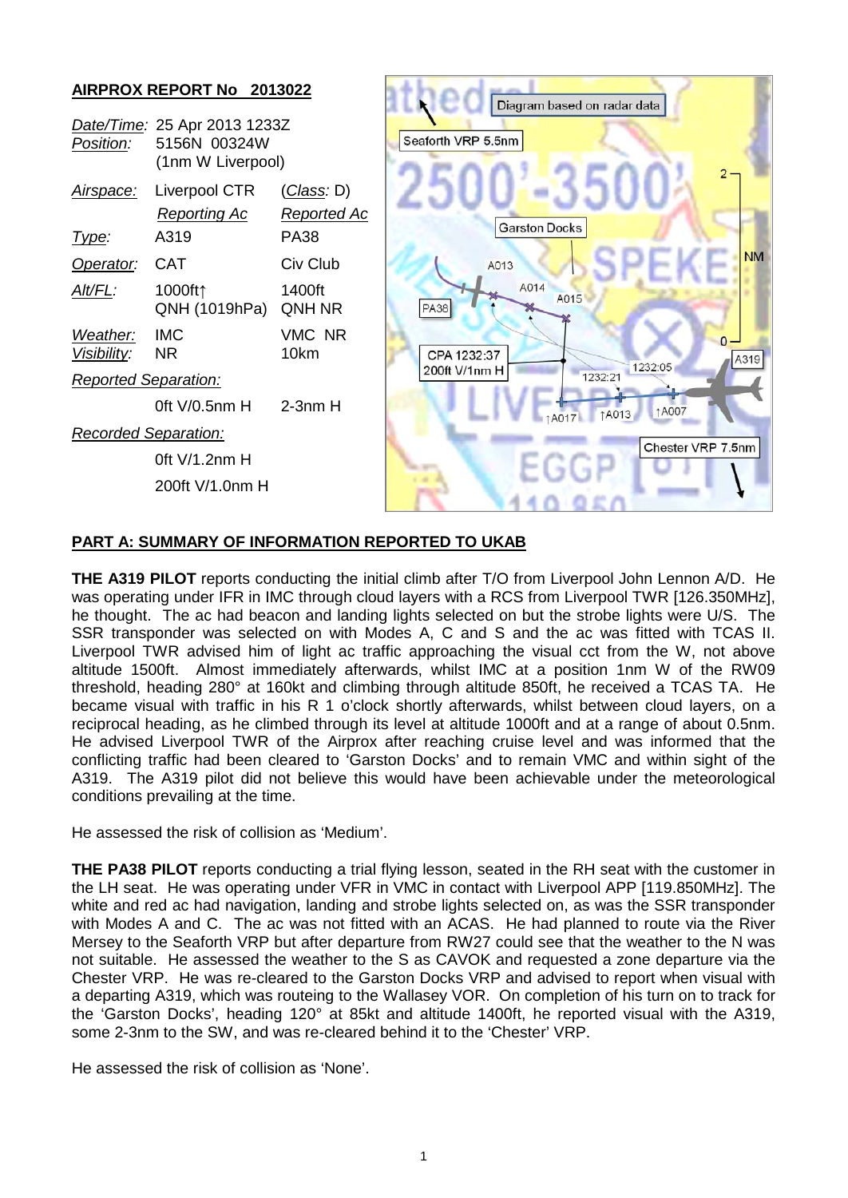## AIRPROX REPORT No 2013022

| | | |
|---|---|---|
| *Date/Time*: | 25 Apr 2013 1233Z | |
| *Position*: | 5156N 00324W (1nm W Liverpool) | |
| *Airspace*: | Liverpool CTR | (*Class*: D) |
| | *Reporting Ac* | *Reported Ac* |
| *Type*: | A319 | PA38 |
| *Operator*: | CAT | Civ Club |
| *Alt/FL*: | 1000ft↑ QNH (1019hPa) | 1400ft QNH NR |
| *Weather*: | IMC | VMC NR |
| *Visibility*: | NR | 10km |
| *Reported Separation*: | | |
| | 0ft V/0.5nm H | 2-3nm H |
| *Recorded Separation*: | | |
| | 0ft V/1.2nm H | |
| | 200ft V/1.0nm H | |

Diagram based on radar data

Seaforth VRP 5.5nm
2500'-3500'
Garston Docks
SPEKE
A013
A014
A015
PA38
CPA 1232:37
200ft V/1nm H
1232:21
1232:05
A319
↑A017
↑A013
↑A007
Chester VRP 7.5nm
EGGP
2
NM
0

## PART A: SUMMARY OF INFORMATION REPORTED TO UKAB

**THE A319 PILOT** reports conducting the initial climb after T/O from Liverpool John Lennon A/D. He was operating under IFR in IMC through cloud layers with a RCS from Liverpool TWR [126.350MHz], he thought. The ac had beacon and landing lights selected on but the strobe lights were U/S. The SSR transponder was selected on with Modes A, C and S and the ac was fitted with TCAS II. Liverpool TWR advised him of light ac traffic approaching the visual cct from the W, not above altitude 1500ft. Almost immediately afterwards, whilst IMC at a position 1nm W of the RW09 threshold, heading 280° at 160kt and climbing through altitude 850ft, he received a TCAS TA. He became visual with traffic in his R 1 o'clock shortly afterwards, whilst between cloud layers, on a reciprocal heading, as he climbed through its level at altitude 1000ft and at a range of about 0.5nm. He advised Liverpool TWR of the Airprox after reaching cruise level and was informed that the conflicting traffic had been cleared to 'Garston Docks' and to remain VMC and within sight of the A319. The A319 pilot did not believe this would have been achievable under the meteorological conditions prevailing at the time.

He assessed the risk of collision as 'Medium'.

**THE PA38 PILOT** reports conducting a trial flying lesson, seated in the RH seat with the customer in the LH seat. He was operating under VFR in VMC in contact with Liverpool APP [119.850MHz]. The white and red ac had navigation, landing and strobe lights selected on, as was the SSR transponder with Modes A and C. The ac was not fitted with an ACAS. He had planned to route via the River Mersey to the Seaforth VRP but after departure from RW27 could see that the weather to the N was not suitable. He assessed the weather to the S as CAVOK and requested a zone departure via the Chester VRP. He was re-cleared to the Garston Docks VRP and advised to report when visual with a departing A319, which was routeing to the Wallasey VOR. On completion of his turn on to track for the 'Garston Docks', heading 120° at 85kt and altitude 1400ft, he reported visual with the A319, some 2-3nm to the SW, and was re-cleared behind it to the 'Chester' VRP.

He assessed the risk of collision as 'None'.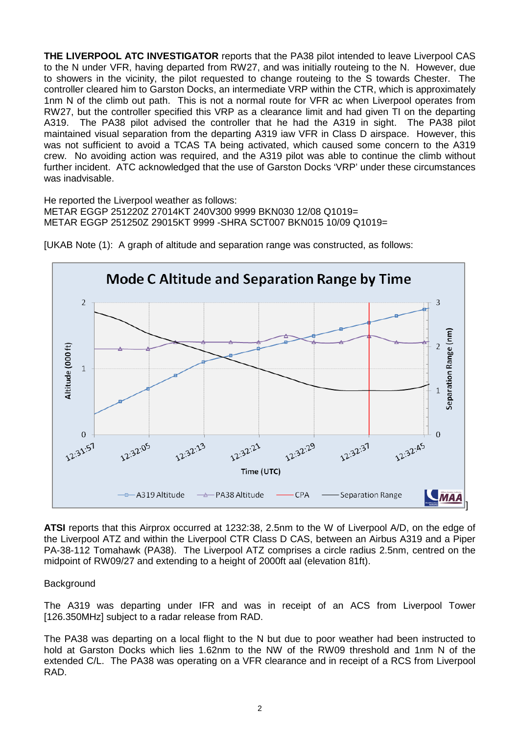**THE LIVERPOOL ATC INVESTIGATOR** reports that the PA38 pilot intended to leave Liverpool CAS to the N under VFR, having departed from RW27, and was initially routeing to the N. However, due to showers in the vicinity, the pilot requested to change routeing to the S towards Chester. The controller cleared him to Garston Docks, an intermediate VRP within the CTR, which is approximately 1nm N of the climb out path. This is not a normal route for VFR ac when Liverpool operates from RW27, but the controller specified this VRP as a clearance limit and had given TI on the departing A319. The PA38 pilot advised the controller that he had the A319 in sight. The PA38 pilot maintained visual separation from the departing A319 iaw VFR in Class D airspace. However, this was not sufficient to avoid a TCAS TA being activated, which caused some concern to the A319 crew. No avoiding action was required, and the A319 pilot was able to continue the climb without further incident. ATC acknowledged that the use of Garston Docks 'VRP' under these circumstances was inadvisable.

He reported the Liverpool weather as follows:
METAR EGGP 251220Z 27014KT 240V300 9999 BKN030 12/08 Q1019=
METAR EGGP 251250Z 29015KT 9999 -SHRA SCT007 BKN015 10/09 Q1019=

[UKAB Note (1): A graph of altitude and separation range was constructed, as follows:

Mode C Altitude and Separation Range by Time

Altitude (000 ft)
0
1
2

Separation Range (nm)
0
1
2
3

Time (UTC)
12:31:57
12:32:05
12:32:13
12:32:21
12:32:29
12:32:37
12:32:45

A319 Altitude
PA38 Altitude
CPA
Separation Range

MAA]

**ATSI** reports that this Airprox occurred at 1232:38, 2.5nm to the W of Liverpool A/D, on the edge of the Liverpool ATZ and within the Liverpool CTR Class D CAS, between an Airbus A319 and a Piper PA-38-112 Tomahawk (PA38). The Liverpool ATZ comprises a circle radius 2.5nm, centred on the midpoint of RW09/27 and extending to a height of 2000ft aal (elevation 81ft).

Background

The A319 was departing under IFR and was in receipt of an ACS from Liverpool Tower [126.350MHz] subject to a radar release from RAD.

The PA38 was departing on a local flight to the N but due to poor weather had been instructed to hold at Garston Docks which lies 1.62nm to the NW of the RW09 threshold and 1nm N of the extended C/L. The PA38 was operating on a VFR clearance and in receipt of a RCS from Liverpool RAD.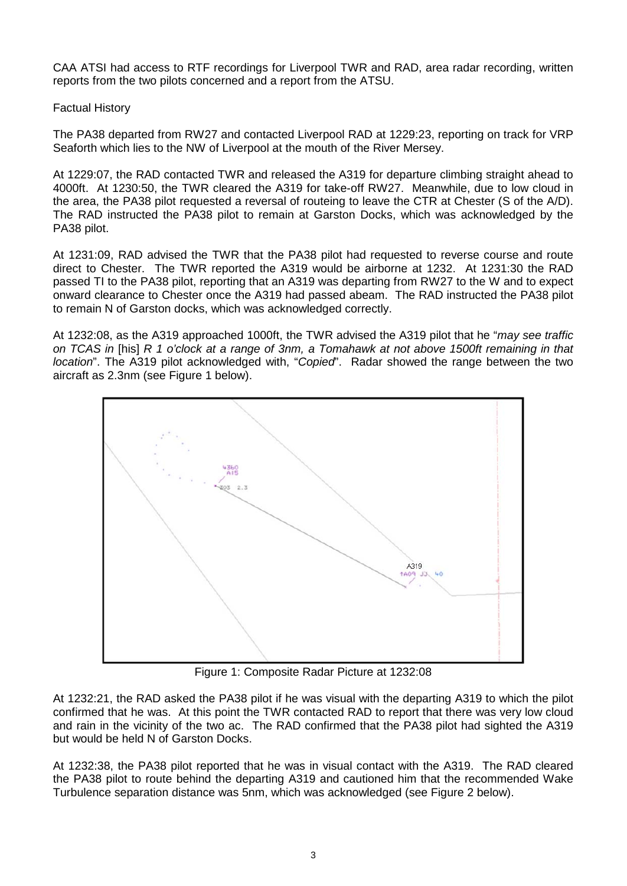CAA ATSI had access to RTF recordings for Liverpool TWR and RAD, area radar recording, written reports from the two pilots concerned and a report from the ATSU.

Factual History

The PA38 departed from RW27 and contacted Liverpool RAD at 1229:23, reporting on track for VRP Seaforth which lies to the NW of Liverpool at the mouth of the River Mersey.

At 1229:07, the RAD contacted TWR and released the A319 for departure climbing straight ahead to 4000ft. At 1230:50, the TWR cleared the A319 for take-off RW27. Meanwhile, due to low cloud in the area, the PA38 pilot requested a reversal of routeing to leave the CTR at Chester (S of the A/D). The RAD instructed the PA38 pilot to remain at Garston Docks, which was acknowledged by the PA38 pilot.

At 1231:09, RAD advised the TWR that the PA38 pilot had requested to reverse course and route direct to Chester. The TWR reported the A319 would be airborne at 1232. At 1231:30 the RAD passed TI to the PA38 pilot, reporting that an A319 was departing from RW27 to the W and to expect onward clearance to Chester once the A319 had passed abeam. The RAD instructed the PA38 pilot to remain N of Garston docks, which was acknowledged correctly.

At 1232:08, as the A319 approached 1000ft, the TWR advised the A319 pilot that he "*may see traffic on TCAS in* [his] *R 1 o'clock at a range of 3nm, a Tomahawk at not above 1500ft remaining in that location*". The A319 pilot acknowledged with, "*Copied*". Radar showed the range between the two aircraft as 2.3nm (see Figure 1 below).

4360
A15
203 2.3

A319
1A09 JJ 40

Figure 1: Composite Radar Picture at 1232:08

At 1232:21, the RAD asked the PA38 pilot if he was visual with the departing A319 to which the pilot confirmed that he was. At this point the TWR contacted RAD to report that there was very low cloud and rain in the vicinity of the two ac. The RAD confirmed that the PA38 pilot had sighted the A319 but would be held N of Garston Docks.

At 1232:38, the PA38 pilot reported that he was in visual contact with the A319. The RAD cleared the PA38 pilot to route behind the departing A319 and cautioned him that the recommended Wake Turbulence separation distance was 5nm, which was acknowledged (see Figure 2 below).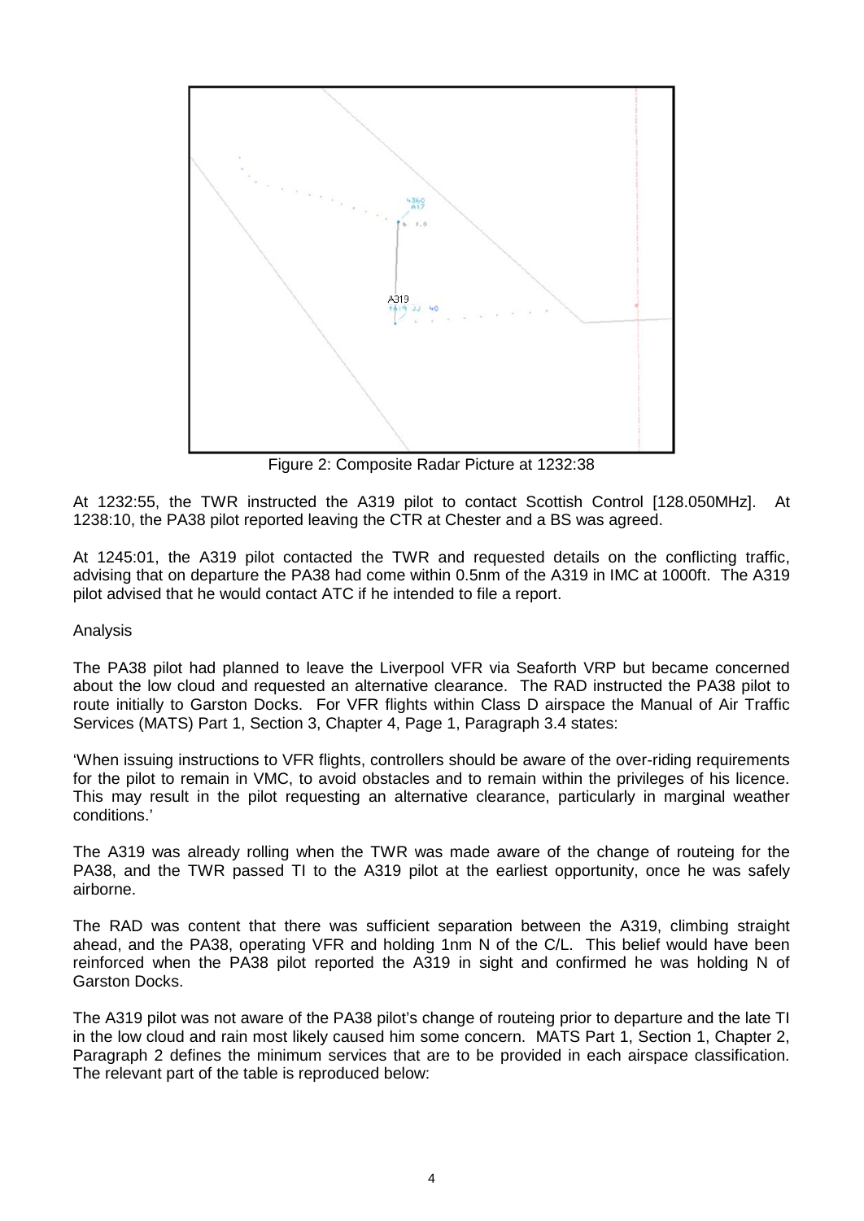A319

Figure 2: Composite Radar Picture at 1232:38

At 1232:55, the TWR instructed the A319 pilot to contact Scottish Control [128.050MHz]. At 1238:10, the PA38 pilot reported leaving the CTR at Chester and a BS was agreed.

At 1245:01, the A319 pilot contacted the TWR and requested details on the conflicting traffic, advising that on departure the PA38 had come within 0.5nm of the A319 in IMC at 1000ft. The A319 pilot advised that he would contact ATC if he intended to file a report.

Analysis

The PA38 pilot had planned to leave the Liverpool VFR via Seaforth VRP but became concerned about the low cloud and requested an alternative clearance. The RAD instructed the PA38 pilot to route initially to Garston Docks. For VFR flights within Class D airspace the Manual of Air Traffic Services (MATS) Part 1, Section 3, Chapter 4, Page 1, Paragraph 3.4 states:

'When issuing instructions to VFR flights, controllers should be aware of the over-riding requirements for the pilot to remain in VMC, to avoid obstacles and to remain within the privileges of his licence. This may result in the pilot requesting an alternative clearance, particularly in marginal weather conditions.'

The A319 was already rolling when the TWR was made aware of the change of routeing for the PA38, and the TWR passed TI to the A319 pilot at the earliest opportunity, once he was safely airborne.

The RAD was content that there was sufficient separation between the A319, climbing straight ahead, and the PA38, operating VFR and holding 1nm N of the C/L. This belief would have been reinforced when the PA38 pilot reported the A319 in sight and confirmed he was holding N of Garston Docks.

The A319 pilot was not aware of the PA38 pilot's change of routeing prior to departure and the late TI in the low cloud and rain most likely caused him some concern. MATS Part 1, Section 1, Chapter 2, Paragraph 2 defines the minimum services that are to be provided in each airspace classification. The relevant part of the table is reproduced below: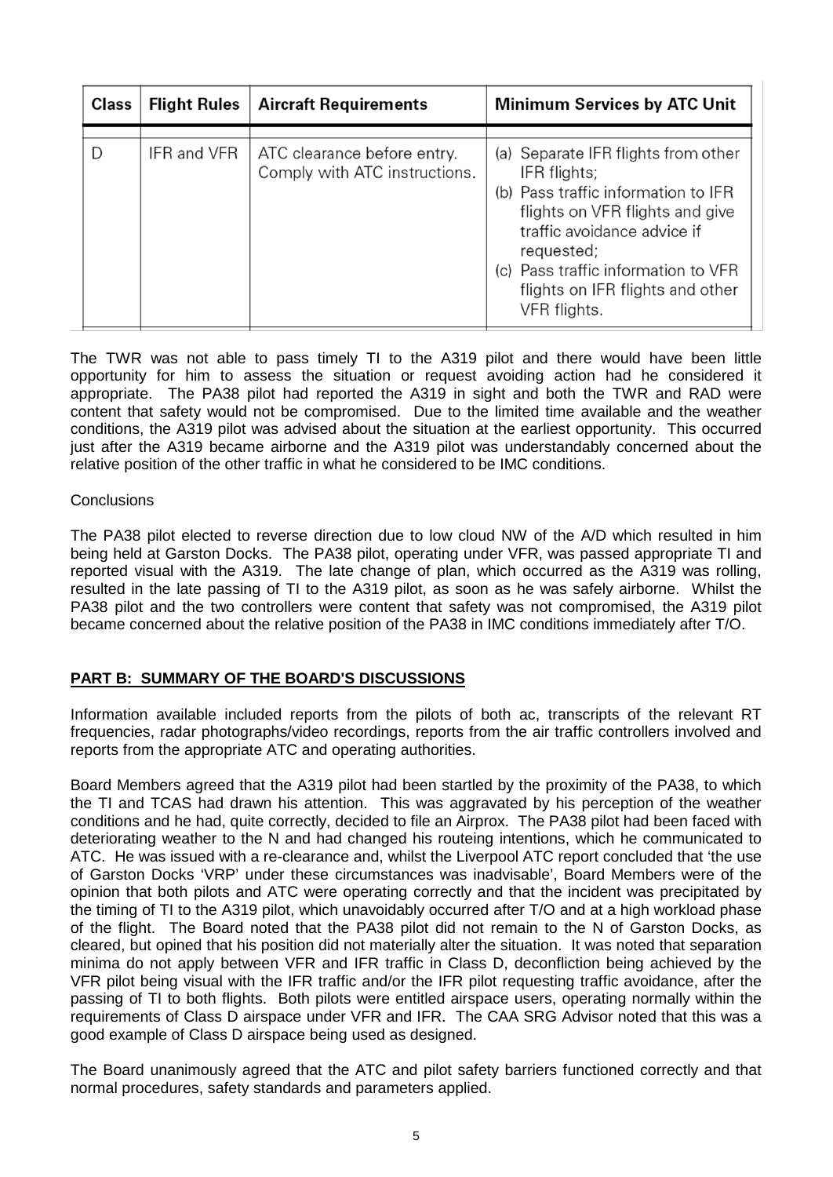| Class | Flight Rules | Aircraft Requirements | Minimum Services by ATC Unit |
|---|---|---|---|
| D | IFR and VFR | ATC clearance before entry. Comply with ATC instructions. | (a) Separate IFR flights from other IFR flights; (b) Pass traffic information to IFR flights on VFR flights and give traffic avoidance advice if requested; (c) Pass traffic information to VFR flights on IFR flights and other VFR flights. |

The TWR was not able to pass timely TI to the A319 pilot and there would have been little opportunity for him to assess the situation or request avoiding action had he considered it appropriate. The PA38 pilot had reported the A319 in sight and both the TWR and RAD were content that safety would not be compromised. Due to the limited time available and the weather conditions, the A319 pilot was advised about the situation at the earliest opportunity. This occurred just after the A319 became airborne and the A319 pilot was understandably concerned about the relative position of the other traffic in what he considered to be IMC conditions.

Conclusions

The PA38 pilot elected to reverse direction due to low cloud NW of the A/D which resulted in him being held at Garston Docks. The PA38 pilot, operating under VFR, was passed appropriate TI and reported visual with the A319. The late change of plan, which occurred as the A319 was rolling, resulted in the late passing of TI to the A319 pilot, as soon as he was safely airborne. Whilst the PA38 pilot and the two controllers were content that safety was not compromised, the A319 pilot became concerned about the relative position of the PA38 in IMC conditions immediately after T/O.

## PART B: SUMMARY OF THE BOARD'S DISCUSSIONS

Information available included reports from the pilots of both ac, transcripts of the relevant RT frequencies, radar photographs/video recordings, reports from the air traffic controllers involved and reports from the appropriate ATC and operating authorities.

Board Members agreed that the A319 pilot had been startled by the proximity of the PA38, to which the TI and TCAS had drawn his attention. This was aggravated by his perception of the weather conditions and he had, quite correctly, decided to file an Airprox. The PA38 pilot had been faced with deteriorating weather to the N and had changed his routeing intentions, which he communicated to ATC. He was issued with a re-clearance and, whilst the Liverpool ATC report concluded that 'the use of Garston Docks 'VRP' under these circumstances was inadvisable', Board Members were of the opinion that both pilots and ATC were operating correctly and that the incident was precipitated by the timing of TI to the A319 pilot, which unavoidably occurred after T/O and at a high workload phase of the flight. The Board noted that the PA38 pilot did not remain to the N of Garston Docks, as cleared, but opined that his position did not materially alter the situation. It was noted that separation minima do not apply between VFR and IFR traffic in Class D, deconfliction being achieved by the VFR pilot being visual with the IFR traffic and/or the IFR pilot requesting traffic avoidance, after the passing of TI to both flights. Both pilots were entitled airspace users, operating normally within the requirements of Class D airspace under VFR and IFR. The CAA SRG Advisor noted that this was a good example of Class D airspace being used as designed.

The Board unanimously agreed that the ATC and pilot safety barriers functioned correctly and that normal procedures, safety standards and parameters applied.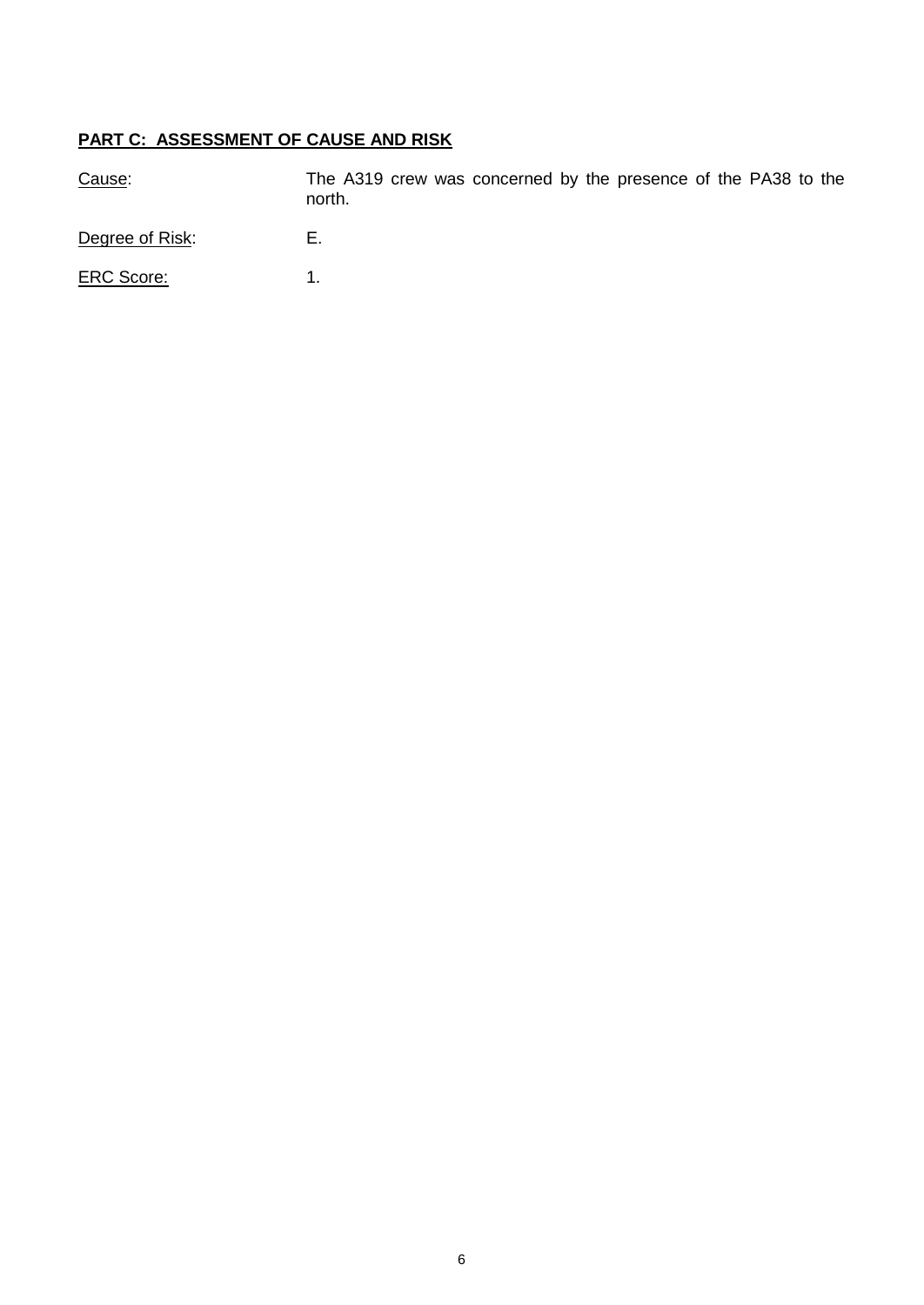## **PART C: ASSESSMENT OF CAUSE AND RISK**

Cause: The A319 crew was concerned by the presence of the PA38 to the north.

Degree of Risk: E.

ERC Score: 1.